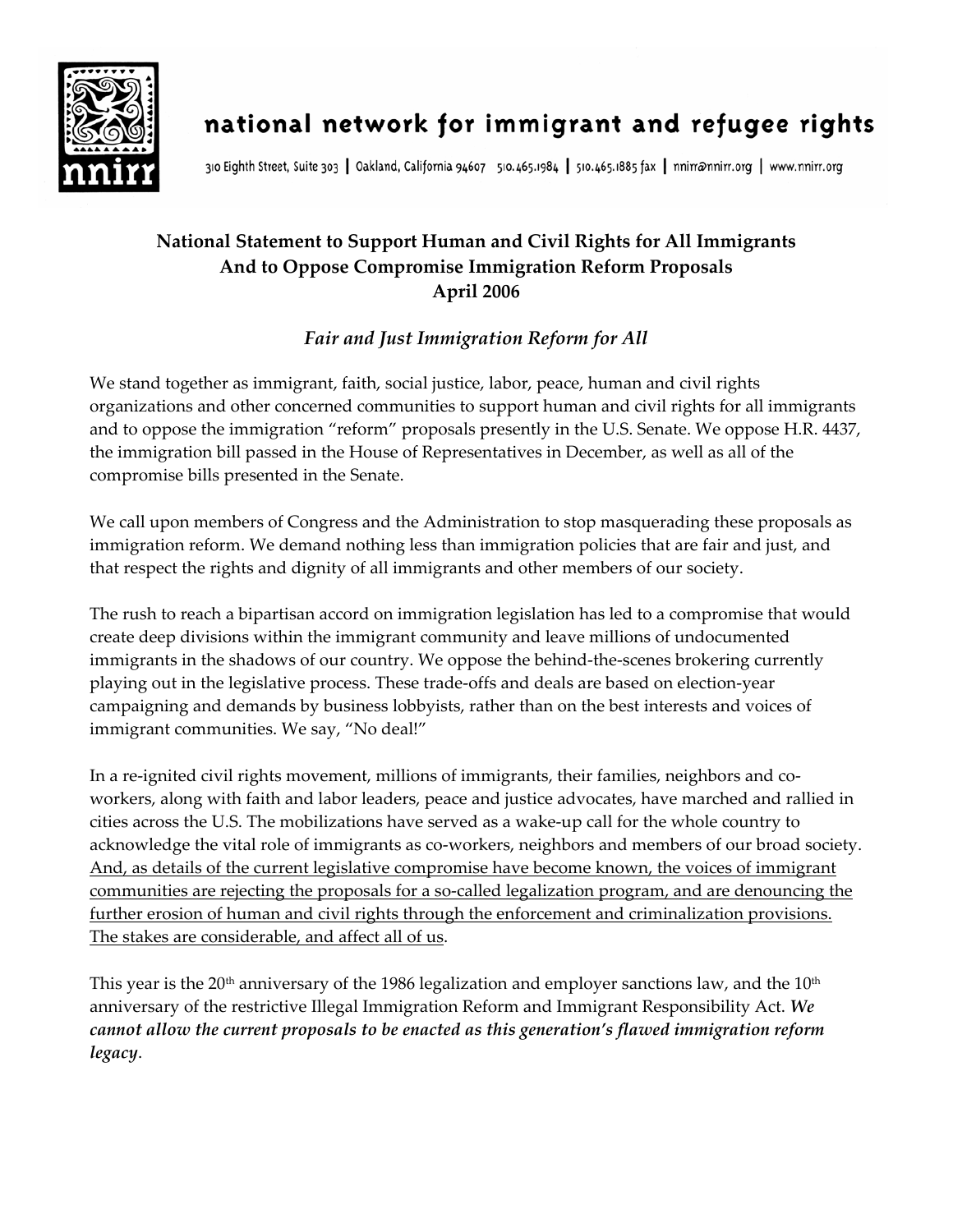# national network for immigrant and refugee rights

310 Eighth Street, Suite 303 | Oakland, California 94607 510.465.1984 | 510.465.1885 fax | nnirr@nnirr.org | www.nnirr.org

## National Statement to Support Human and Civil Rights for All Immigrants And to Oppose Compromise Immigration Reform Proposals April 2006

### *Fair and Just Immigration Reform for All*

We stand together as immigrant, faith, social justice, labor, peace, human and civil rights organizations and other concerned communities to support human and civil rights for all immigrants and to oppose the immigration "reform" proposals presently in the U.S. Senate. We oppose H.R. 4437, the immigration bill passed in the House of Representatives in December, as well as all of the compromise bills presented in the Senate.

We call upon members of Congress and the Administration to stop masquerading these proposals as immigration reform. We demand nothing less than immigration policies that are fair and just, and that respect the rights and dignity of all immigrants and other members of our society.

The rush to reach a bipartisan accord on immigration legislation has led to a compromise that would create deep divisions within the immigrant community and leave millions of undocumented immigrants in the shadows of our country. We oppose the behind-the-scenes brokering currently playing out in the legislative process. These trade-offs and deals are based on election-year campaigning and demands by business lobbyists, rather than on the best interests and voices of immigrant communities. We say, "No deal!"

In a re-ignited civil rights movement, millions of immigrants, their families, neighbors and co-workers, along with faith and labor leaders, peace and justice advocates, have marched and rallied in cities across the U.S. The mobilizations have served as a wake-up call for the whole country to acknowledge the vital role of immigrants as co-workers, neighbors and members of our broad society. <u>And, as details of the current legislative compromise have become known, the voices of immigrant communities are rejecting the proposals for a so-called legalization program, and are denouncing the further erosion of human and civil rights through the enforcement and criminalization provisions. The stakes are considerable, and affect all of us</u>.

This year is the 20th anniversary of the 1986 legalization and employer sanctions law, and the 10th anniversary of the restrictive Illegal Immigration Reform and Immigrant Responsibility Act. ***We cannot allow the current proposals to be enacted as this generation's flawed immigration reform legacy***.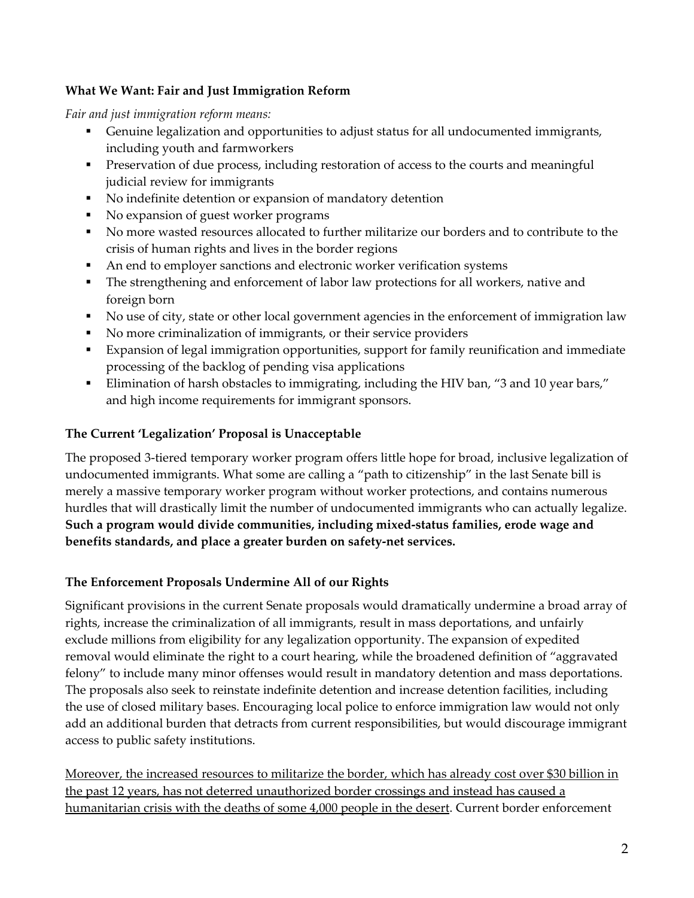**What We Want: Fair and Just Immigration Reform**

*Fair and just immigration reform means:*

- Genuine legalization and opportunities to adjust status for all undocumented immigrants, including youth and farmworkers
- Preservation of due process, including restoration of access to the courts and meaningful judicial review for immigrants
- No indefinite detention or expansion of mandatory detention
- No expansion of guest worker programs
- No more wasted resources allocated to further militarize our borders and to contribute to the crisis of human rights and lives in the border regions
- An end to employer sanctions and electronic worker verification systems
- The strengthening and enforcement of labor law protections for all workers, native and foreign born
- No use of city, state or other local government agencies in the enforcement of immigration law
- No more criminalization of immigrants, or their service providers
- Expansion of legal immigration opportunities, support for family reunification and immediate processing of the backlog of pending visa applications
- Elimination of harsh obstacles to immigrating, including the HIV ban, "3 and 10 year bars," and high income requirements for immigrant sponsors.

**The Current 'Legalization' Proposal is Unacceptable**

The proposed 3-tiered temporary worker program offers little hope for broad, inclusive legalization of undocumented immigrants. What some are calling a "path to citizenship" in the last Senate bill is merely a massive temporary worker program without worker protections, and contains numerous hurdles that will drastically limit the number of undocumented immigrants who can actually legalize. **Such a program would divide communities, including mixed-status families, erode wage and benefits standards, and place a greater burden on safety-net services.**

**The Enforcement Proposals Undermine All of our Rights**

Significant provisions in the current Senate proposals would dramatically undermine a broad array of rights, increase the criminalization of all immigrants, result in mass deportations, and unfairly exclude millions from eligibility for any legalization opportunity. The expansion of expedited removal would eliminate the right to a court hearing, while the broadened definition of "aggravated felony" to include many minor offenses would result in mandatory detention and mass deportations. The proposals also seek to reinstate indefinite detention and increase detention facilities, including the use of closed military bases. Encouraging local police to enforce immigration law would not only add an additional burden that detracts from current responsibilities, but would discourage immigrant access to public safety institutions.

<u>Moreover, the increased resources to militarize the border, which has already cost over $30 billion in the past 12 years, has not deterred unauthorized border crossings and instead has caused a humanitarian crisis with the deaths of some 4,000 people in the desert</u>. Current border enforcement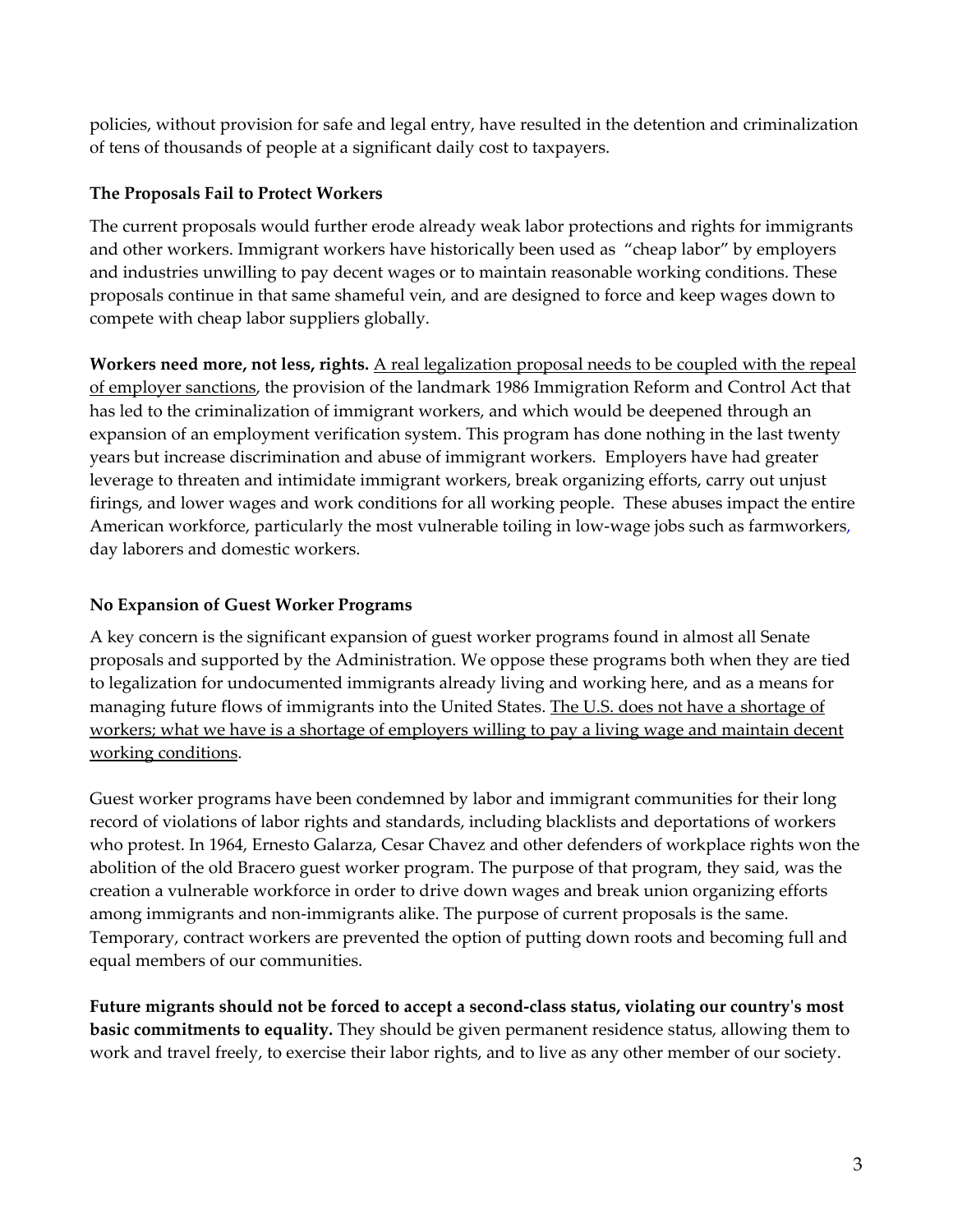policies, without provision for safe and legal entry, have resulted in the detention and criminalization of tens of thousands of people at a significant daily cost to taxpayers.

### The Proposals Fail to Protect Workers

The current proposals would further erode already weak labor protections and rights for immigrants and other workers. Immigrant workers have historically been used as "cheap labor" by employers and industries unwilling to pay decent wages or to maintain reasonable working conditions. These proposals continue in that same shameful vein, and are designed to force and keep wages down to compete with cheap labor suppliers globally.

**Workers need more, not less, rights.** <u>A real legalization proposal needs to be coupled with the repeal of employer sanctions</u>, the provision of the landmark 1986 Immigration Reform and Control Act that has led to the criminalization of immigrant workers, and which would be deepened through an expansion of an employment verification system. This program has done nothing in the last twenty years but increase discrimination and abuse of immigrant workers. Employers have had greater leverage to threaten and intimidate immigrant workers, break organizing efforts, carry out unjust firings, and lower wages and work conditions for all working people. These abuses impact the entire American workforce, particularly the most vulnerable toiling in low-wage jobs such as farmworkers, day laborers and domestic workers.

### No Expansion of Guest Worker Programs

A key concern is the significant expansion of guest worker programs found in almost all Senate proposals and supported by the Administration. We oppose these programs both when they are tied to legalization for undocumented immigrants already living and working here, and as a means for managing future flows of immigrants into the United States. <u>The U.S. does not have a shortage of workers; what we have is a shortage of employers willing to pay a living wage and maintain decent working conditions</u>.

Guest worker programs have been condemned by labor and immigrant communities for their long record of violations of labor rights and standards, including blacklists and deportations of workers who protest. In 1964, Ernesto Galarza, Cesar Chavez and other defenders of workplace rights won the abolition of the old Bracero guest worker program. The purpose of that program, they said, was the creation a vulnerable workforce in order to drive down wages and break union organizing efforts among immigrants and non-immigrants alike. The purpose of current proposals is the same. Temporary, contract workers are prevented the option of putting down roots and becoming full and equal members of our communities.

**Future migrants should not be forced to accept a second-class status, violating our country's most basic commitments to equality.** They should be given permanent residence status, allowing them to work and travel freely, to exercise their labor rights, and to live as any other member of our society.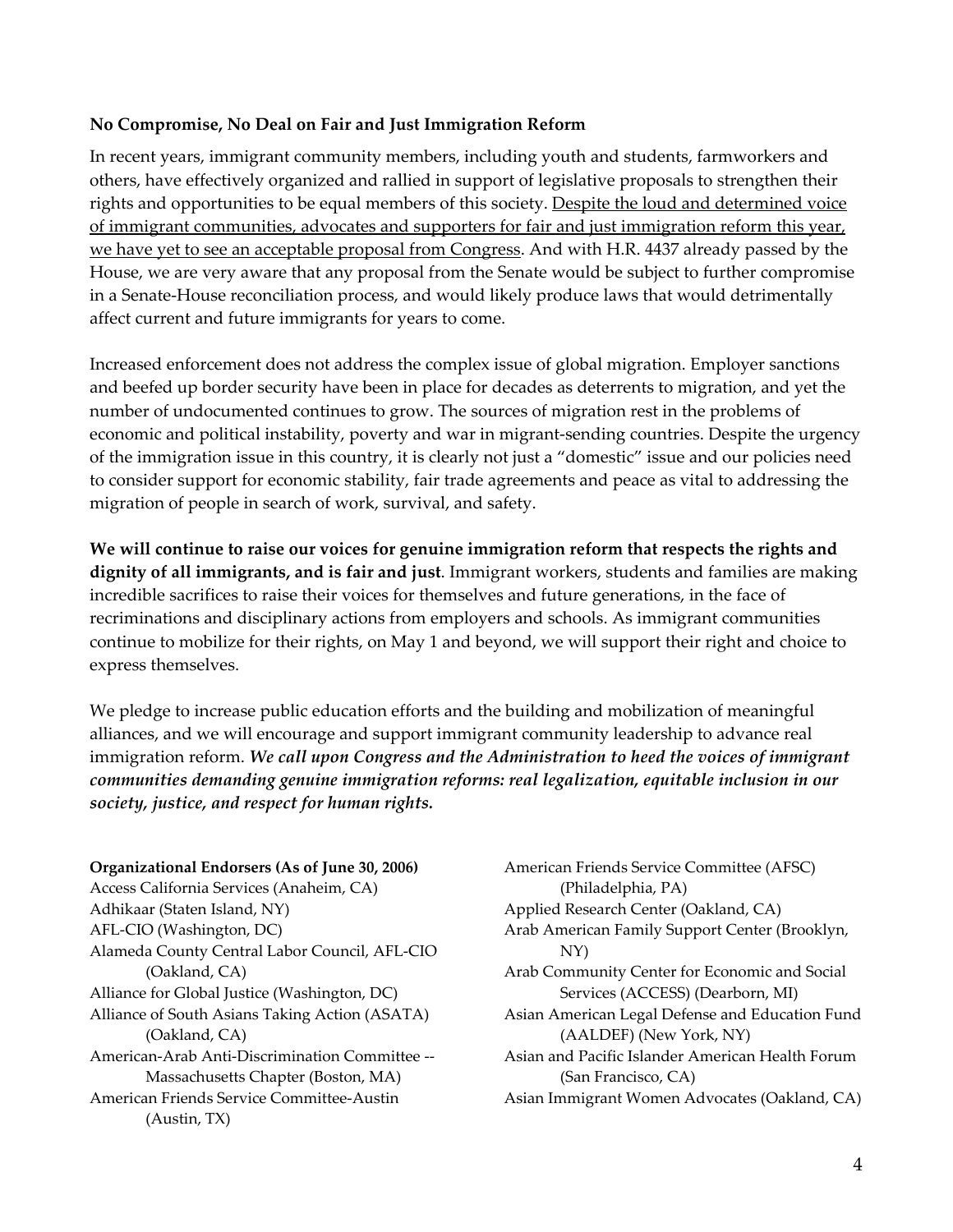**No Compromise, No Deal on Fair and Just Immigration Reform**

In recent years, immigrant community members, including youth and students, farmworkers and others, have effectively organized and rallied in support of legislative proposals to strengthen their rights and opportunities to be equal members of this society. <u>Despite the loud and determined voice of immigrant communities, advocates and supporters for fair and just immigration reform this year, we have yet to see an acceptable proposal from Congress</u>. And with H.R. 4437 already passed by the House, we are very aware that any proposal from the Senate would be subject to further compromise in a Senate-House reconciliation process, and would likely produce laws that would detrimentally affect current and future immigrants for years to come.

Increased enforcement does not address the complex issue of global migration. Employer sanctions and beefed up border security have been in place for decades as deterrents to migration, and yet the number of undocumented continues to grow. The sources of migration rest in the problems of economic and political instability, poverty and war in migrant-sending countries. Despite the urgency of the immigration issue in this country, it is clearly not just a "domestic" issue and our policies need to consider support for economic stability, fair trade agreements and peace as vital to addressing the migration of people in search of work, survival, and safety.

**We will continue to raise our voices for genuine immigration reform that respects the rights and dignity of all immigrants, and is fair and just**. Immigrant workers, students and families are making incredible sacrifices to raise their voices for themselves and future generations, in the face of recriminations and disciplinary actions from employers and schools. As immigrant communities continue to mobilize for their rights, on May 1 and beyond, we will support their right and choice to express themselves.

We pledge to increase public education efforts and the building and mobilization of meaningful alliances, and we will encourage and support immigrant community leadership to advance real immigration reform. ***We call upon Congress and the Administration to heed the voices of immigrant communities demanding genuine immigration reforms: real legalization, equitable inclusion in our society, justice, and respect for human rights.***

**Organizational Endorsers (As of June 30, 2006)**

Access California Services (Anaheim, CA)
Adhikaar (Staten Island, NY)
AFL-CIO (Washington, DC)
Alameda County Central Labor Council, AFL-CIO (Oakland, CA)
Alliance for Global Justice (Washington, DC)
Alliance of South Asians Taking Action (ASATA) (Oakland, CA)
American-Arab Anti-Discrimination Committee -- Massachusetts Chapter (Boston, MA)
American Friends Service Committee-Austin (Austin, TX)
American Friends Service Committee (AFSC) (Philadelphia, PA)
Applied Research Center (Oakland, CA)
Arab American Family Support Center (Brooklyn, NY)
Arab Community Center for Economic and Social Services (ACCESS) (Dearborn, MI)
Asian American Legal Defense and Education Fund (AALDEF) (New York, NY)
Asian and Pacific Islander American Health Forum (San Francisco, CA)
Asian Immigrant Women Advocates (Oakland, CA)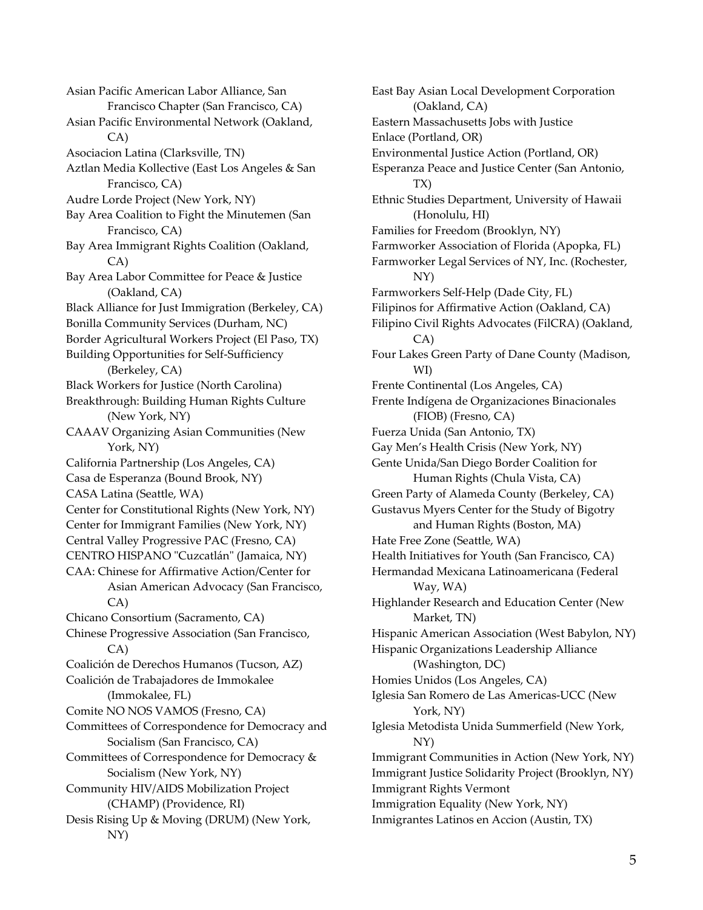Asian Pacific American Labor Alliance, San Francisco Chapter (San Francisco, CA)
Asian Pacific Environmental Network (Oakland, CA)
Asociacion Latina (Clarksville, TN)
Aztlan Media Kollective (East Los Angeles & San Francisco, CA)
Audre Lorde Project (New York, NY)
Bay Area Coalition to Fight the Minutemen (San Francisco, CA)
Bay Area Immigrant Rights Coalition (Oakland, CA)
Bay Area Labor Committee for Peace & Justice (Oakland, CA)
Black Alliance for Just Immigration (Berkeley, CA)
Bonilla Community Services (Durham, NC)
Border Agricultural Workers Project (El Paso, TX)
Building Opportunities for Self-Sufficiency (Berkeley, CA)
Black Workers for Justice (North Carolina)
Breakthrough: Building Human Rights Culture (New York, NY)
CAAAV Organizing Asian Communities (New York, NY)
California Partnership (Los Angeles, CA)
Casa de Esperanza (Bound Brook, NY)
CASA Latina (Seattle, WA)
Center for Constitutional Rights (New York, NY)
Center for Immigrant Families (New York, NY)
Central Valley Progressive PAC (Fresno, CA)
CENTRO HISPANO "Cuzcatlán" (Jamaica, NY)
CAA: Chinese for Affirmative Action/Center for Asian American Advocacy (San Francisco, CA)
Chicano Consortium (Sacramento, CA)
Chinese Progressive Association (San Francisco, CA)
Coalición de Derechos Humanos (Tucson, AZ)
Coalición de Trabajadores de Immokalee (Immokalee, FL)
Comite NO NOS VAMOS (Fresno, CA)
Committees of Correspondence for Democracy and Socialism (San Francisco, CA)
Committees of Correspondence for Democracy & Socialism (New York, NY)
Community HIV/AIDS Mobilization Project (CHAMP) (Providence, RI)
Desis Rising Up & Moving (DRUM) (New York, NY)
East Bay Asian Local Development Corporation (Oakland, CA)
Eastern Massachusetts Jobs with Justice
Enlace (Portland, OR)
Environmental Justice Action (Portland, OR)
Esperanza Peace and Justice Center (San Antonio, TX)
Ethnic Studies Department, University of Hawaii (Honolulu, HI)
Families for Freedom (Brooklyn, NY)
Farmworker Association of Florida (Apopka, FL)
Farmworker Legal Services of NY, Inc. (Rochester, NY)
Farmworkers Self-Help (Dade City, FL)
Filipinos for Affirmative Action (Oakland, CA)
Filipino Civil Rights Advocates (FilCRA) (Oakland, CA)
Four Lakes Green Party of Dane County (Madison, WI)
Frente Continental (Los Angeles, CA)
Frente Indígena de Organizaciones Binacionales (FIOB) (Fresno, CA)
Fuerza Unida (San Antonio, TX)
Gay Men's Health Crisis (New York, NY)
Gente Unida/San Diego Border Coalition for Human Rights (Chula Vista, CA)
Green Party of Alameda County (Berkeley, CA)
Gustavus Myers Center for the Study of Bigotry and Human Rights (Boston, MA)
Hate Free Zone (Seattle, WA)
Health Initiatives for Youth (San Francisco, CA)
Hermandad Mexicana Latinoamericana (Federal Way, WA)
Highlander Research and Education Center (New Market, TN)
Hispanic American Association (West Babylon, NY)
Hispanic Organizations Leadership Alliance (Washington, DC)
Homies Unidos (Los Angeles, CA)
Iglesia San Romero de Las Americas-UCC (New York, NY)
Iglesia Metodista Unida Summerfield (New York, NY)
Immigrant Communities in Action (New York, NY)
Immigrant Justice Solidarity Project (Brooklyn, NY)
Immigrant Rights Vermont
Immigration Equality (New York, NY)
Inmigrantes Latinos en Accion (Austin, TX)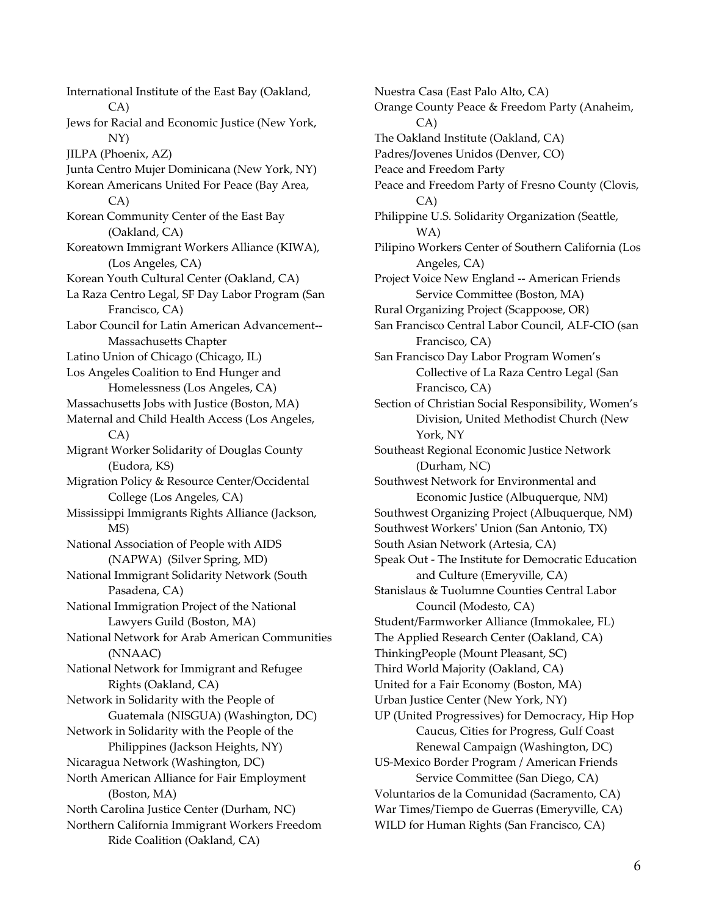International Institute of the East Bay (Oakland, CA)
Jews for Racial and Economic Justice (New York, NY)
JILPA (Phoenix, AZ)
Junta Centro Mujer Dominicana (New York, NY)
Korean Americans United For Peace (Bay Area, CA)
Korean Community Center of the East Bay (Oakland, CA)
Koreatown Immigrant Workers Alliance (KIWA), (Los Angeles, CA)
Korean Youth Cultural Center (Oakland, CA)
La Raza Centro Legal, SF Day Labor Program (San Francisco, CA)
Labor Council for Latin American Advancement--Massachusetts Chapter
Latino Union of Chicago (Chicago, IL)
Los Angeles Coalition to End Hunger and Homelessness (Los Angeles, CA)
Massachusetts Jobs with Justice (Boston, MA)
Maternal and Child Health Access (Los Angeles, CA)
Migrant Worker Solidarity of Douglas County (Eudora, KS)
Migration Policy & Resource Center/Occidental College (Los Angeles, CA)
Mississippi Immigrants Rights Alliance (Jackson, MS)
National Association of People with AIDS (NAPWA) (Silver Spring, MD)
National Immigrant Solidarity Network (South Pasadena, CA)
National Immigration Project of the National Lawyers Guild (Boston, MA)
National Network for Arab American Communities (NNAAC)
National Network for Immigrant and Refugee Rights (Oakland, CA)
Network in Solidarity with the People of Guatemala (NISGUA) (Washington, DC)
Network in Solidarity with the People of the Philippines (Jackson Heights, NY)
Nicaragua Network (Washington, DC)
North American Alliance for Fair Employment (Boston, MA)
North Carolina Justice Center (Durham, NC)
Northern California Immigrant Workers Freedom Ride Coalition (Oakland, CA)
Nuestra Casa (East Palo Alto, CA)
Orange County Peace & Freedom Party (Anaheim, CA)
The Oakland Institute (Oakland, CA)
Padres/Jovenes Unidos (Denver, CO)
Peace and Freedom Party
Peace and Freedom Party of Fresno County (Clovis, CA)
Philippine U.S. Solidarity Organization (Seattle, WA)
Pilipino Workers Center of Southern California (Los Angeles, CA)
Project Voice New England -- American Friends Service Committee (Boston, MA)
Rural Organizing Project (Scappoose, OR)
San Francisco Central Labor Council, ALF-CIO (san Francisco, CA)
San Francisco Day Labor Program Women's Collective of La Raza Centro Legal (San Francisco, CA)
Section of Christian Social Responsibility, Women's Division, United Methodist Church (New York, NY
Southeast Regional Economic Justice Network (Durham, NC)
Southwest Network for Environmental and Economic Justice (Albuquerque, NM)
Southwest Organizing Project (Albuquerque, NM)
Southwest Workers' Union (San Antonio, TX)
South Asian Network (Artesia, CA)
Speak Out - The Institute for Democratic Education and Culture (Emeryville, CA)
Stanislaus & Tuolumne Counties Central Labor Council (Modesto, CA)
Student/Farmworker Alliance (Immokalee, FL)
The Applied Research Center (Oakland, CA)
ThinkingPeople (Mount Pleasant, SC)
Third World Majority (Oakland, CA)
United for a Fair Economy (Boston, MA)
Urban Justice Center (New York, NY)
UP (United Progressives) for Democracy, Hip Hop Caucus, Cities for Progress, Gulf Coast Renewal Campaign (Washington, DC)
US-Mexico Border Program / American Friends Service Committee (San Diego, CA)
Voluntarios de la Comunidad (Sacramento, CA)
War Times/Tiempo de Guerras (Emeryville, CA)
WILD for Human Rights (San Francisco, CA)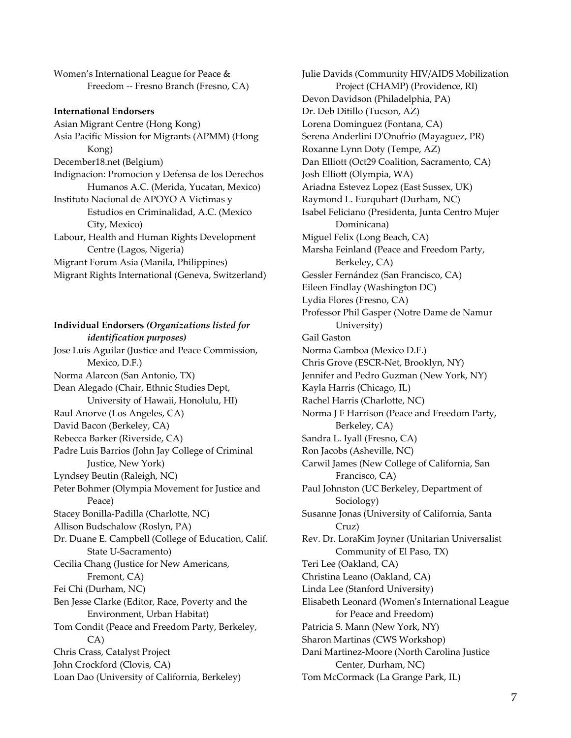Women's International League for Peace & Freedom -- Fresno Branch (Fresno, CA)

**International Endorsers**

Asian Migrant Centre (Hong Kong)
Asia Pacific Mission for Migrants (APMM) (Hong Kong)
December18.net (Belgium)
Indignacion: Promocion y Defensa de los Derechos Humanos A.C. (Merida, Yucatan, Mexico)
Instituto Nacional de APOYO A Victimas y Estudios en Criminalidad, A.C. (Mexico City, Mexico)
Labour, Health and Human Rights Development Centre (Lagos, Nigeria)
Migrant Forum Asia (Manila, Philippines)
Migrant Rights International (Geneva, Switzerland)

**Individual Endorsers *(Organizations listed for identification purposes)***

Jose Luis Aguilar (Justice and Peace Commission, Mexico, D.F.)
Norma Alarcon (San Antonio, TX)
Dean Alegado (Chair, Ethnic Studies Dept, University of Hawaii, Honolulu, HI)
Raul Anorve (Los Angeles, CA)
David Bacon (Berkeley, CA)
Rebecca Barker (Riverside, CA)
Padre Luis Barrios (John Jay College of Criminal Justice, New York)
Lyndsey Beutin (Raleigh, NC)
Peter Bohmer (Olympia Movement for Justice and Peace)
Stacey Bonilla-Padilla (Charlotte, NC)
Allison Budschalow (Roslyn, PA)
Dr. Duane E. Campbell (College of Education, Calif. State U-Sacramento)
Cecilia Chang (Justice for New Americans, Fremont, CA)
Fei Chi (Durham, NC)
Ben Jesse Clarke (Editor, Race, Poverty and the Environment, Urban Habitat)
Tom Condit (Peace and Freedom Party, Berkeley, CA)
Chris Crass, Catalyst Project
John Crockford (Clovis, CA)
Loan Dao (University of California, Berkeley)
Julie Davids (Community HIV/AIDS Mobilization Project (CHAMP) (Providence, RI)
Devon Davidson (Philadelphia, PA)
Dr. Deb Ditillo (Tucson, AZ)
Lorena Dominguez (Fontana, CA)
Serena Anderlini D'Onofrio (Mayaguez, PR)
Roxanne Lynn Doty (Tempe, AZ)
Dan Elliott (Oct29 Coalition, Sacramento, CA)
Josh Elliott (Olympia, WA)
Ariadna Estevez Lopez (East Sussex, UK)
Raymond L. Eurquhart (Durham, NC)
Isabel Feliciano (Presidenta, Junta Centro Mujer Dominicana)
Miguel Felix (Long Beach, CA)
Marsha Feinland (Peace and Freedom Party, Berkeley, CA)
Gessler Fernández (San Francisco, CA)
Eileen Findlay (Washington DC)
Lydia Flores (Fresno, CA)
Professor Phil Gasper (Notre Dame de Namur University)
Gail Gaston
Norma Gamboa (Mexico D.F.)
Chris Grove (ESCR-Net, Brooklyn, NY)
Jennifer and Pedro Guzman (New York, NY)
Kayla Harris (Chicago, IL)
Rachel Harris (Charlotte, NC)
Norma J F Harrison (Peace and Freedom Party, Berkeley, CA)
Sandra L. Iyall (Fresno, CA)
Ron Jacobs (Asheville, NC)
Carwil James (New College of California, San Francisco, CA)
Paul Johnston (UC Berkeley, Department of Sociology)
Susanne Jonas (University of California, Santa Cruz)
Rev. Dr. LoraKim Joyner (Unitarian Universalist Community of El Paso, TX)
Teri Lee (Oakland, CA)
Christina Leano (Oakland, CA)
Linda Lee (Stanford University)
Elisabeth Leonard (Women's International League for Peace and Freedom)
Patricia S. Mann (New York, NY)
Sharon Martinas (CWS Workshop)
Dani Martinez-Moore (North Carolina Justice Center, Durham, NC)
Tom McCormack (La Grange Park, IL)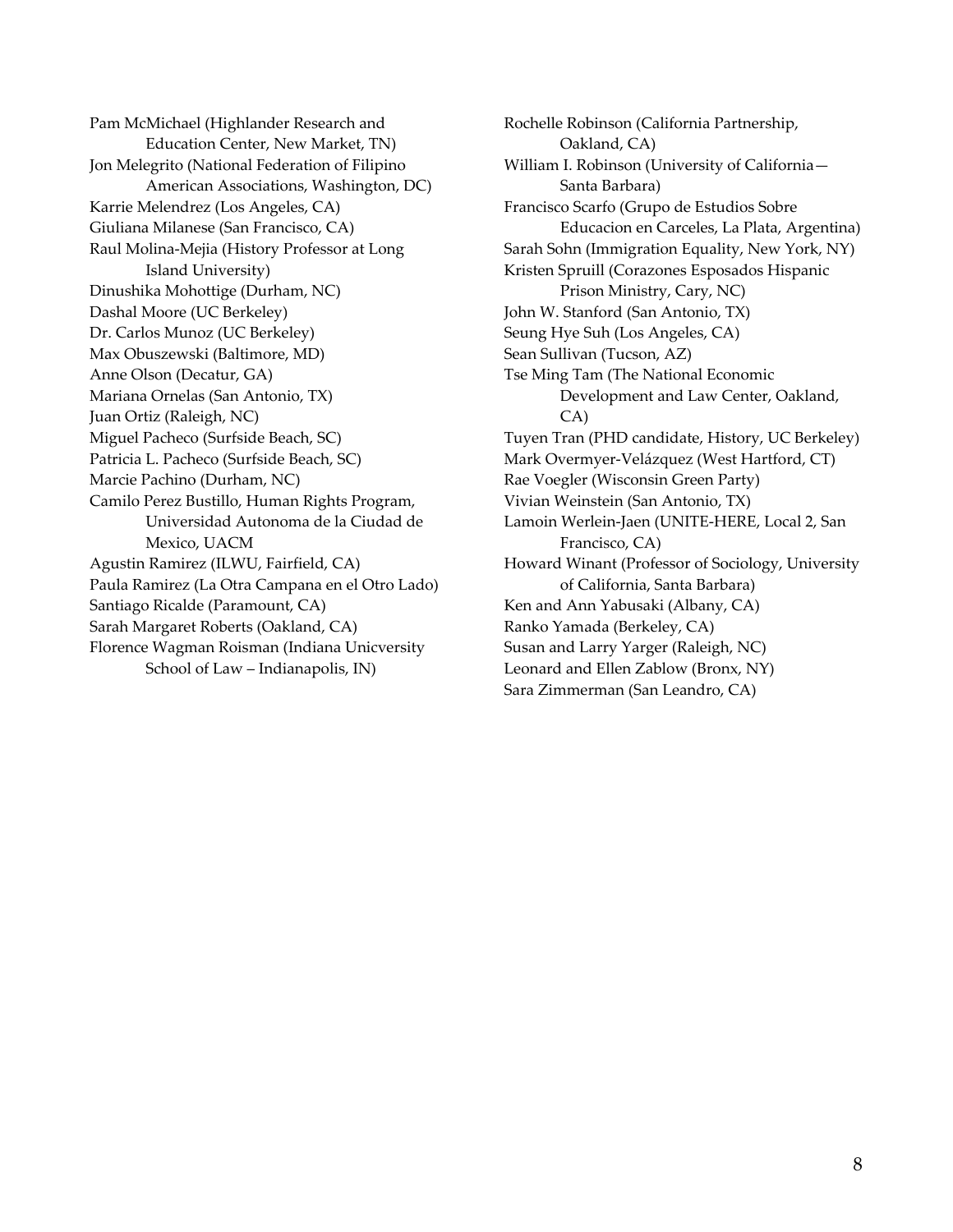Pam McMichael (Highlander Research and Education Center, New Market, TN)
Jon Melegrito (National Federation of Filipino American Associations, Washington, DC)
Karrie Melendrez (Los Angeles, CA)
Giuliana Milanese (San Francisco, CA)
Raul Molina-Mejia (History Professor at Long Island University)
Dinushika Mohottige (Durham, NC)
Dashal Moore (UC Berkeley)
Dr. Carlos Munoz (UC Berkeley)
Max Obuszewski (Baltimore, MD)
Anne Olson (Decatur, GA)
Mariana Ornelas (San Antonio, TX)
Juan Ortiz (Raleigh, NC)
Miguel Pacheco (Surfside Beach, SC)
Patricia L. Pacheco (Surfside Beach, SC)
Marcie Pachino (Durham, NC)
Camilo Perez Bustillo, Human Rights Program, Universidad Autonoma de la Ciudad de Mexico, UACM
Agustin Ramirez (ILWU, Fairfield, CA)
Paula Ramirez (La Otra Campana en el Otro Lado)
Santiago Ricalde (Paramount, CA)
Sarah Margaret Roberts (Oakland, CA)
Florence Wagman Roisman (Indiana Unicversity School of Law – Indianapolis, IN)
Rochelle Robinson (California Partnership, Oakland, CA)
William I. Robinson (University of California—Santa Barbara)
Francisco Scarfo (Grupo de Estudios Sobre Educacion en Carceles, La Plata, Argentina)
Sarah Sohn (Immigration Equality, New York, NY)
Kristen Spruill (Corazones Esposados Hispanic Prison Ministry, Cary, NC)
John W. Stanford (San Antonio, TX)
Seung Hye Suh (Los Angeles, CA)
Sean Sullivan (Tucson, AZ)
Tse Ming Tam (The National Economic Development and Law Center, Oakland, CA)
Tuyen Tran (PHD candidate, History, UC Berkeley)
Mark Overmyer-Velázquez (West Hartford, CT)
Rae Voegler (Wisconsin Green Party)
Vivian Weinstein (San Antonio, TX)
Lamoin Werlein-Jaen (UNITE-HERE, Local 2, San Francisco, CA)
Howard Winant (Professor of Sociology, University of California, Santa Barbara)
Ken and Ann Yabusaki (Albany, CA)
Ranko Yamada (Berkeley, CA)
Susan and Larry Yarger (Raleigh, NC)
Leonard and Ellen Zablow (Bronx, NY)
Sara Zimmerman (San Leandro, CA)